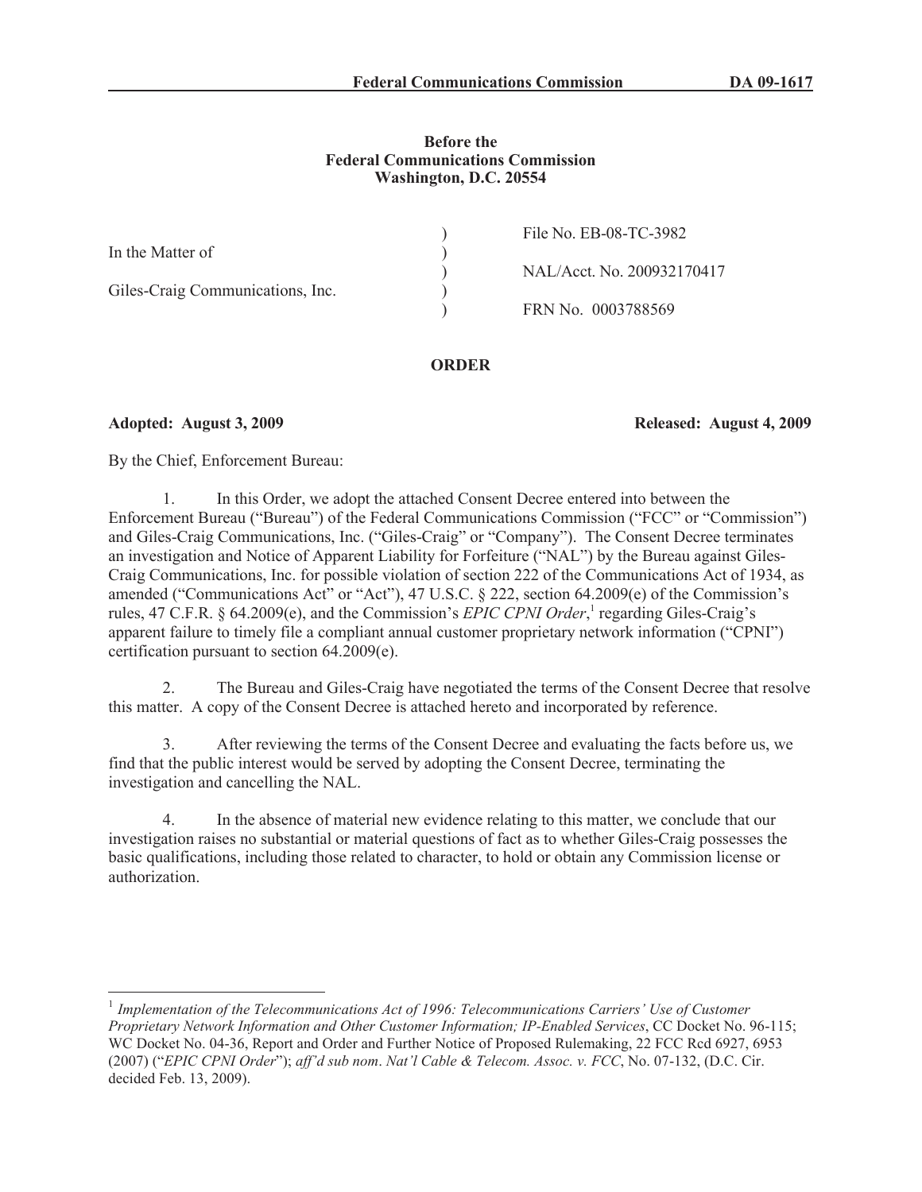**Before the**
**Federal Communications Commission**
**Washington, D.C. 20554**

| | | |
|---|---|---|
| In the Matter of | ) | File No. EB-08-TC-3982 |
| | ) | |
| Giles-Craig Communications, Inc. | ) | NAL/Acct. No. 200932170417 |
| | ) | |
| | ) | FRN No. 0003788569 |

## ORDER

**Adopted: August 3, 2009** **Released: August 4, 2009**

By the Chief, Enforcement Bureau:

1. In this Order, we adopt the attached Consent Decree entered into between the Enforcement Bureau ("Bureau") of the Federal Communications Commission ("FCC" or "Commission") and Giles-Craig Communications, Inc. ("Giles-Craig" or "Company"). The Consent Decree terminates an investigation and Notice of Apparent Liability for Forfeiture ("NAL") by the Bureau against Giles-Craig Communications, Inc. for possible violation of section 222 of the Communications Act of 1934, as amended ("Communications Act" or "Act"), 47 U.S.C. § 222, section 64.2009(e) of the Commission's rules, 47 C.F.R. § 64.2009(e), and the Commission's *EPIC CPNI Order*,[1] regarding Giles-Craig's apparent failure to timely file a compliant annual customer proprietary network information ("CPNI") certification pursuant to section 64.2009(e).

2. The Bureau and Giles-Craig have negotiated the terms of the Consent Decree that resolve this matter. A copy of the Consent Decree is attached hereto and incorporated by reference.

3. After reviewing the terms of the Consent Decree and evaluating the facts before us, we find that the public interest would be served by adopting the Consent Decree, terminating the investigation and cancelling the NAL.

4. In the absence of material new evidence relating to this matter, we conclude that our investigation raises no substantial or material questions of fact as to whether Giles-Craig possesses the basic qualifications, including those related to character, to hold or obtain any Commission license or authorization.

---

[1] *Implementation of the Telecommunications Act of 1996: Telecommunications Carriers' Use of Customer Proprietary Network Information and Other Customer Information; IP-Enabled Services*, CC Docket No. 96-115; WC Docket No. 04-36, Report and Order and Further Notice of Proposed Rulemaking, 22 FCC Rcd 6927, 6953 (2007) ("*EPIC CPNI Order*"); *aff'd sub nom*. *Nat'l Cable & Telecom. Assoc. v. FCC*, No. 07-132, (D.C. Cir. decided Feb. 13, 2009).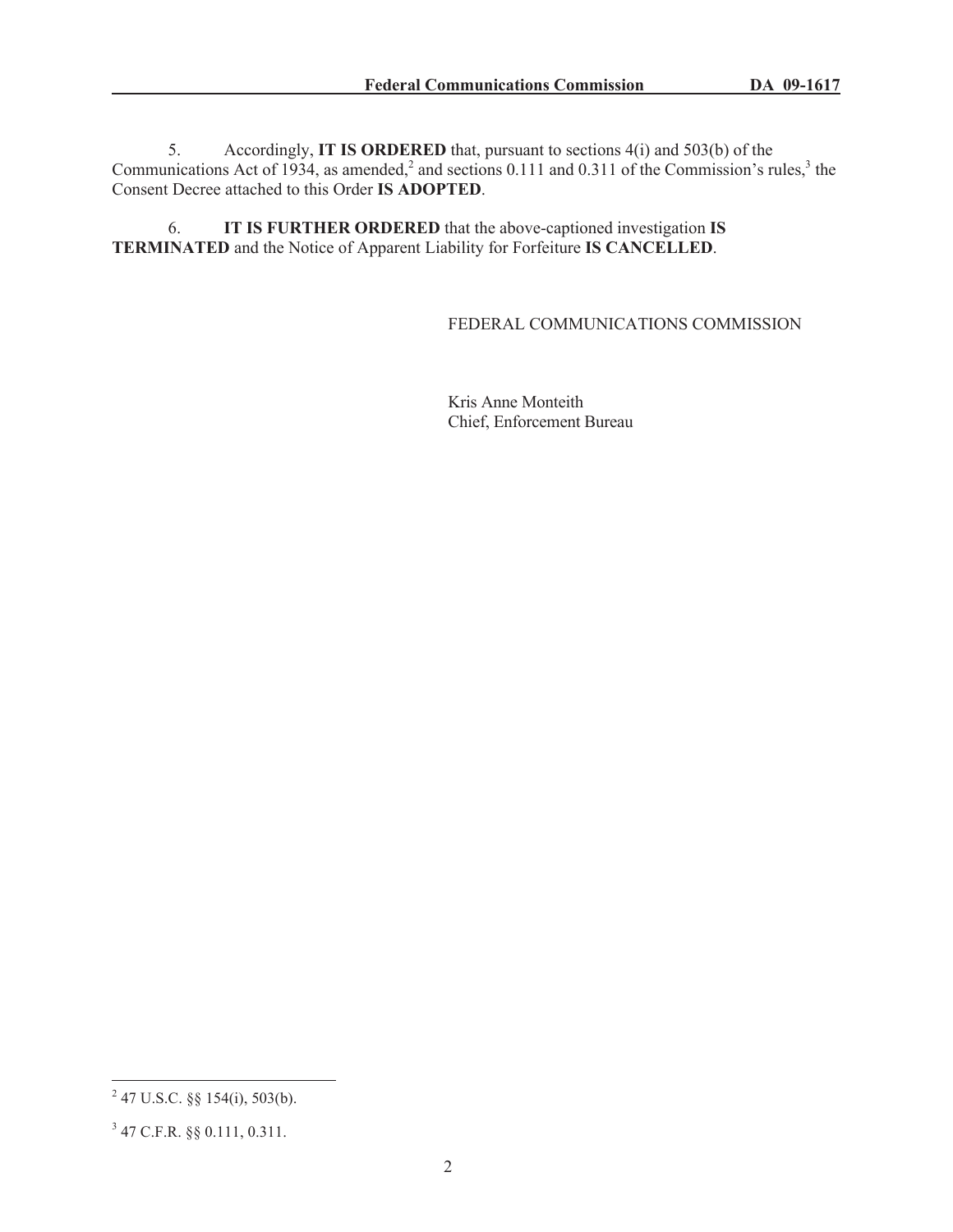5. Accordingly, **IT IS ORDERED** that, pursuant to sections 4(i) and 503(b) of the Communications Act of 1934, as amended,[2] and sections 0.111 and 0.311 of the Commission's rules,[3] the Consent Decree attached to this Order **IS ADOPTED**.

6. **IT IS FURTHER ORDERED** that the above-captioned investigation **IS TERMINATED** and the Notice of Apparent Liability for Forfeiture **IS CANCELLED**.

FEDERAL COMMUNICATIONS COMMISSION

Kris Anne Monteith
Chief, Enforcement Bureau

---

[2] 47 U.S.C. §§ 154(i), 503(b).

[3] 47 C.F.R. §§ 0.111, 0.311.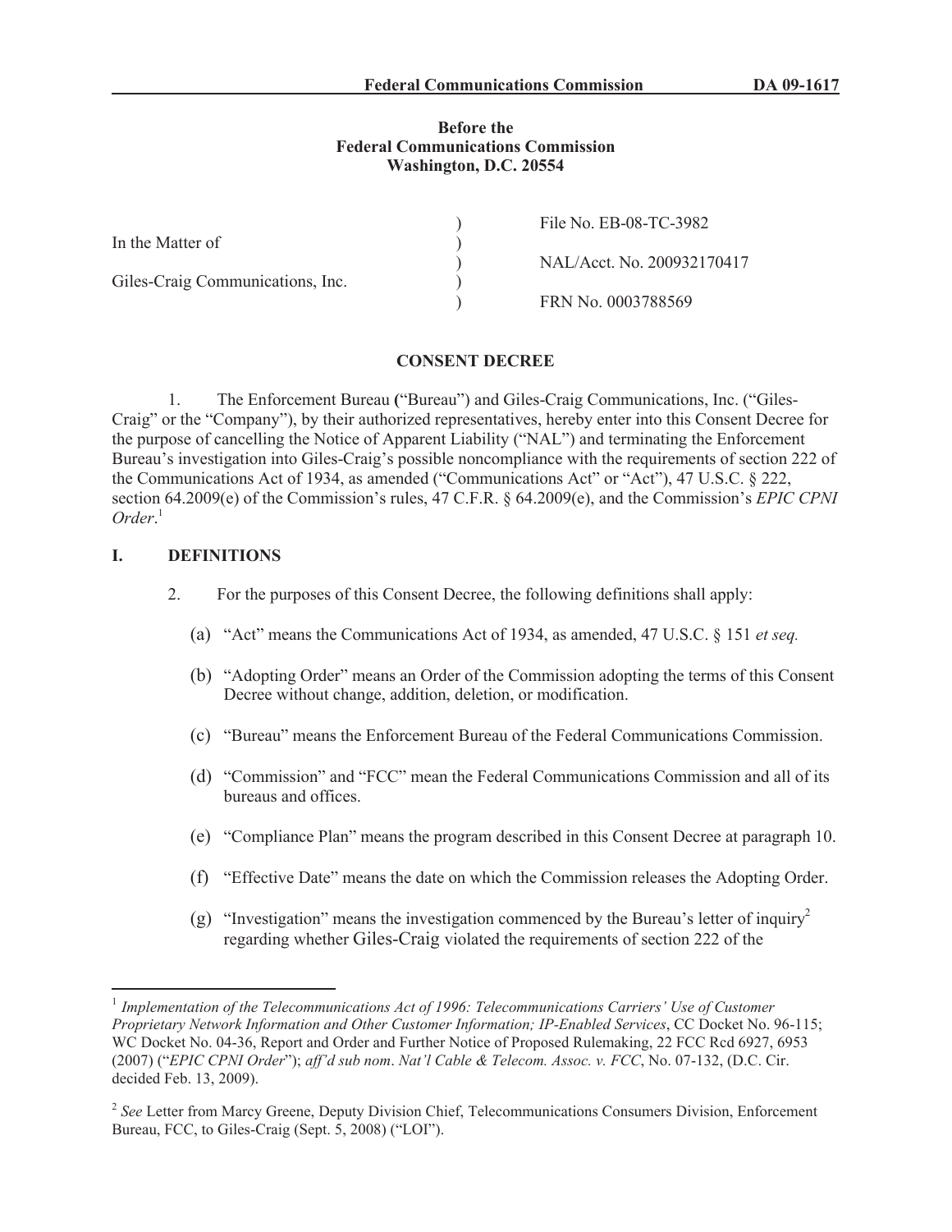**Before the**
**Federal Communications Commission**
**Washington, D.C. 20554**

| | | |
|---|---|---|
| In the Matter of | ) | File No. EB-08-TC-3982 |
| | ) | NAL/Acct. No. 200932170417 |
| Giles-Craig Communications, Inc. | ) | FRN No. 0003788569 |

## CONSENT DECREE

1. The Enforcement Bureau ("Bureau") and Giles-Craig Communications, Inc. ("Giles-Craig" or the "Company"), by their authorized representatives, hereby enter into this Consent Decree for the purpose of cancelling the Notice of Apparent Liability ("NAL") and terminating the Enforcement Bureau's investigation into Giles-Craig's possible noncompliance with the requirements of section 222 of the Communications Act of 1934, as amended ("Communications Act" or "Act"), 47 U.S.C. § 222, section 64.2009(e) of the Commission's rules, 47 C.F.R. § 64.2009(e), and the Commission's *EPIC CPNI Order*.[1]

## I. DEFINITIONS

2. For the purposes of this Consent Decree, the following definitions shall apply:

(a) "Act" means the Communications Act of 1934, as amended, 47 U.S.C. § 151 *et seq.*

(b) "Adopting Order" means an Order of the Commission adopting the terms of this Consent Decree without change, addition, deletion, or modification.

(c) "Bureau" means the Enforcement Bureau of the Federal Communications Commission.

(d) "Commission" and "FCC" mean the Federal Communications Commission and all of its bureaus and offices.

(e) "Compliance Plan" means the program described in this Consent Decree at paragraph 10.

(f) "Effective Date" means the date on which the Commission releases the Adopting Order.

(g) "Investigation" means the investigation commenced by the Bureau's letter of inquiry[2] regarding whether Giles-Craig violated the requirements of section 222 of the

---

[1] *Implementation of the Telecommunications Act of 1996: Telecommunications Carriers' Use of Customer Proprietary Network Information and Other Customer Information; IP-Enabled Services*, CC Docket No. 96-115; WC Docket No. 04-36, Report and Order and Further Notice of Proposed Rulemaking, 22 FCC Rcd 6927, 6953 (2007) ("*EPIC CPNI Order*"); *aff'd sub nom*. *Nat'l Cable & Telecom. Assoc. v. FCC*, No. 07-132, (D.C. Cir. decided Feb. 13, 2009).

[2] *See* Letter from Marcy Greene, Deputy Division Chief, Telecommunications Consumers Division, Enforcement Bureau, FCC, to Giles-Craig (Sept. 5, 2008) ("LOI").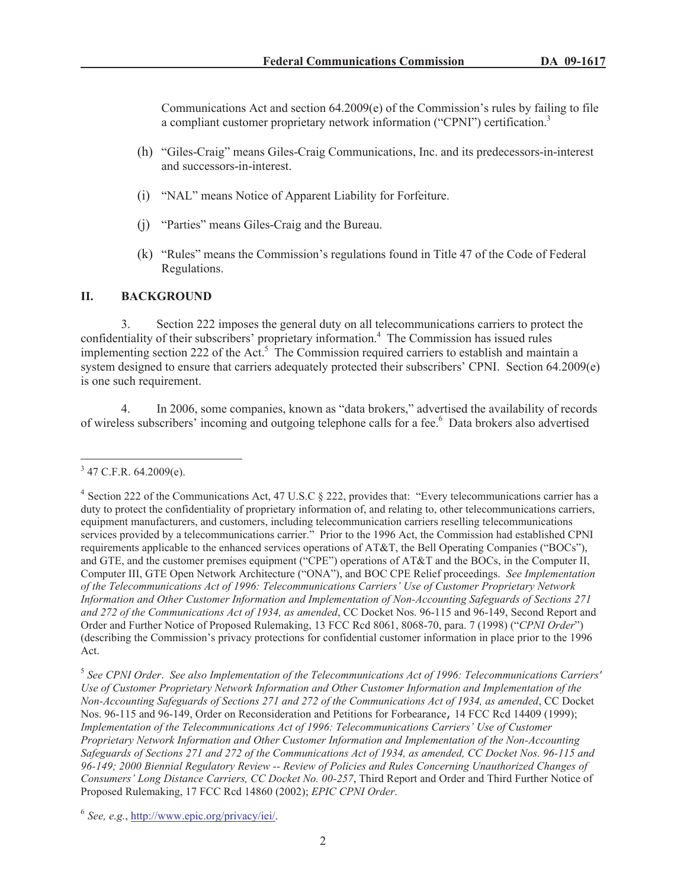Communications Act and section 64.2009(e) of the Commission's rules by failing to file a compliant customer proprietary network information ("CPNI") certification.[3]

(h) "Giles-Craig" means Giles-Craig Communications, Inc. and its predecessors-in-interest and successors-in-interest.

(i) "NAL" means Notice of Apparent Liability for Forfeiture.

(j) "Parties" means Giles-Craig and the Bureau.

(k) "Rules" means the Commission's regulations found in Title 47 of the Code of Federal Regulations.

## II. BACKGROUND

3. Section 222 imposes the general duty on all telecommunications carriers to protect the confidentiality of their subscribers' proprietary information.[4] The Commission has issued rules implementing section 222 of the Act.[5] The Commission required carriers to establish and maintain a system designed to ensure that carriers adequately protected their subscribers' CPNI. Section 64.2009(e) is one such requirement.

4. In 2006, some companies, known as "data brokers," advertised the availability of records of wireless subscribers' incoming and outgoing telephone calls for a fee.[6] Data brokers also advertised

---

[3] 47 C.F.R. 64.2009(e).

[4] Section 222 of the Communications Act, 47 U.S.C § 222, provides that: "Every telecommunications carrier has a duty to protect the confidentiality of proprietary information of, and relating to, other telecommunications carriers, equipment manufacturers, and customers, including telecommunication carriers reselling telecommunications services provided by a telecommunications carrier." Prior to the 1996 Act, the Commission had established CPNI requirements applicable to the enhanced services operations of AT&T, the Bell Operating Companies ("BOCs"), and GTE, and the customer premises equipment ("CPE") operations of AT&T and the BOCs, in the Computer II, Computer III, GTE Open Network Architecture ("ONA"), and BOC CPE Relief proceedings. *See Implementation of the Telecommunications Act of 1996: Telecommunications Carriers' Use of Customer Proprietary Network Information and Other Customer Information and Implementation of Non-Accounting Safeguards of Sections 271 and 272 of the Communications Act of 1934, as amended*, CC Docket Nos. 96-115 and 96-149, Second Report and Order and Further Notice of Proposed Rulemaking, 13 FCC Rcd 8061, 8068-70, para. 7 (1998) ("*CPNI Order*") (describing the Commission's privacy protections for confidential customer information in place prior to the 1996 Act.

[5] *See CPNI Order*. *See also Implementation of the Telecommunications Act of 1996: Telecommunications Carriers' Use of Customer Proprietary Network Information and Other Customer Information and Implementation of the Non-Accounting Safeguards of Sections 271 and 272 of the Communications Act of 1934, as amended*, CC Docket Nos. 96-115 and 96-149, Order on Reconsideration and Petitions for Forbearance, 14 FCC Rcd 14409 (1999); *Implementation of the Telecommunications Act of 1996: Telecommunications Carriers' Use of Customer Proprietary Network Information and Other Customer Information and Implementation of the Non-Accounting Safeguards of Sections 271 and 272 of the Communications Act of 1934, as amended, CC Docket Nos. 96-115 and 96-149; 2000 Biennial Regulatory Review -- Review of Policies and Rules Concerning Unauthorized Changes of Consumers' Long Distance Carriers, CC Docket No. 00-257*, Third Report and Order and Third Further Notice of Proposed Rulemaking, 17 FCC Rcd 14860 (2002); *EPIC CPNI Order*.

[6] *See, e.g.*, http://www.epic.org/privacy/iei/.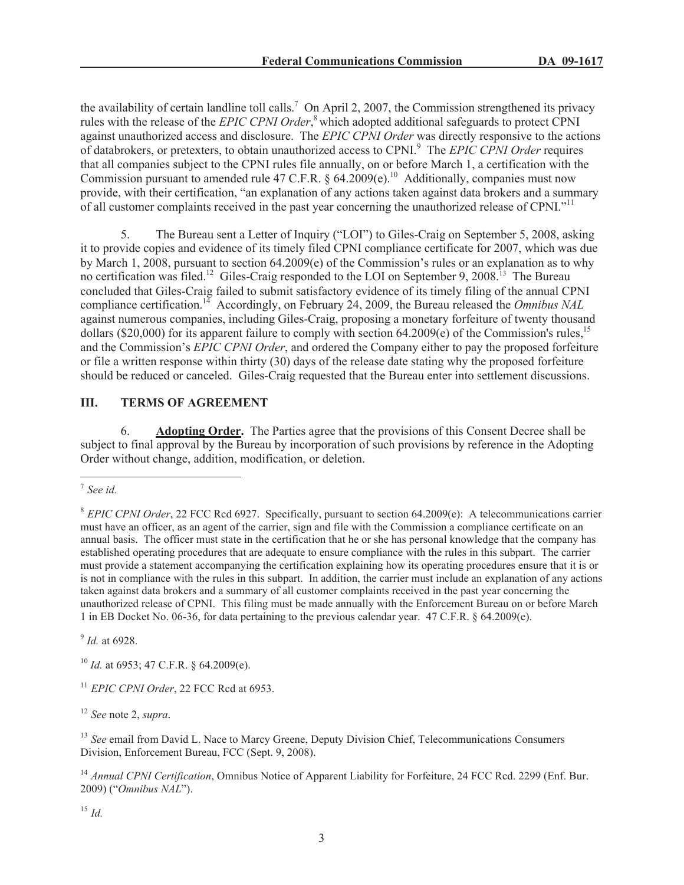the availability of certain landline toll calls.[7] On April 2, 2007, the Commission strengthened its privacy rules with the release of the *EPIC CPNI Order*,[8] which adopted additional safeguards to protect CPNI against unauthorized access and disclosure. The *EPIC CPNI Order* was directly responsive to the actions of databrokers, or pretexters, to obtain unauthorized access to CPNI.[9] The *EPIC CPNI Order* requires that all companies subject to the CPNI rules file annually, on or before March 1, a certification with the Commission pursuant to amended rule 47 C.F.R. § 64.2009(e).[10] Additionally, companies must now provide, with their certification, "an explanation of any actions taken against data brokers and a summary of all customer complaints received in the past year concerning the unauthorized release of CPNI."[11]

5. The Bureau sent a Letter of Inquiry ("LOI") to Giles-Craig on September 5, 2008, asking it to provide copies and evidence of its timely filed CPNI compliance certificate for 2007, which was due by March 1, 2008, pursuant to section 64.2009(e) of the Commission's rules or an explanation as to why no certification was filed.[12] Giles-Craig responded to the LOI on September 9, 2008.[13] The Bureau concluded that Giles-Craig failed to submit satisfactory evidence of its timely filing of the annual CPNI compliance certification.[14] Accordingly, on February 24, 2009, the Bureau released the *Omnibus NAL* against numerous companies, including Giles-Craig, proposing a monetary forfeiture of twenty thousand dollars ($20,000) for its apparent failure to comply with section 64.2009(e) of the Commission's rules,[15] and the Commission's *EPIC CPNI Order*, and ordered the Company either to pay the proposed forfeiture or file a written response within thirty (30) days of the release date stating why the proposed forfeiture should be reduced or canceled. Giles-Craig requested that the Bureau enter into settlement discussions.

## III. TERMS OF AGREEMENT

6. **Adopting Order.** The Parties agree that the provisions of this Consent Decree shall be subject to final approval by the Bureau by incorporation of such provisions by reference in the Adopting Order without change, addition, modification, or deletion.

---

[7] *See id.*

[8] *EPIC CPNI Order*, 22 FCC Rcd 6927. Specifically, pursuant to section 64.2009(e): A telecommunications carrier must have an officer, as an agent of the carrier, sign and file with the Commission a compliance certificate on an annual basis. The officer must state in the certification that he or she has personal knowledge that the company has established operating procedures that are adequate to ensure compliance with the rules in this subpart. The carrier must provide a statement accompanying the certification explaining how its operating procedures ensure that it is or is not in compliance with the rules in this subpart. In addition, the carrier must include an explanation of any actions taken against data brokers and a summary of all customer complaints received in the past year concerning the unauthorized release of CPNI. This filing must be made annually with the Enforcement Bureau on or before March 1 in EB Docket No. 06-36, for data pertaining to the previous calendar year. 47 C.F.R. § 64.2009(e).

[9] *Id.* at 6928.

[10] *Id.* at 6953; 47 C.F.R. § 64.2009(e).

[11] *EPIC CPNI Order*, 22 FCC Rcd at 6953.

[12] *See* note 2, *supra*.

[13] *See* email from David L. Nace to Marcy Greene, Deputy Division Chief, Telecommunications Consumers Division, Enforcement Bureau, FCC (Sept. 9, 2008).

[14] *Annual CPNI Certification*, Omnibus Notice of Apparent Liability for Forfeiture, 24 FCC Rcd. 2299 (Enf. Bur. 2009) ("*Omnibus NAL*").

[15] *Id.*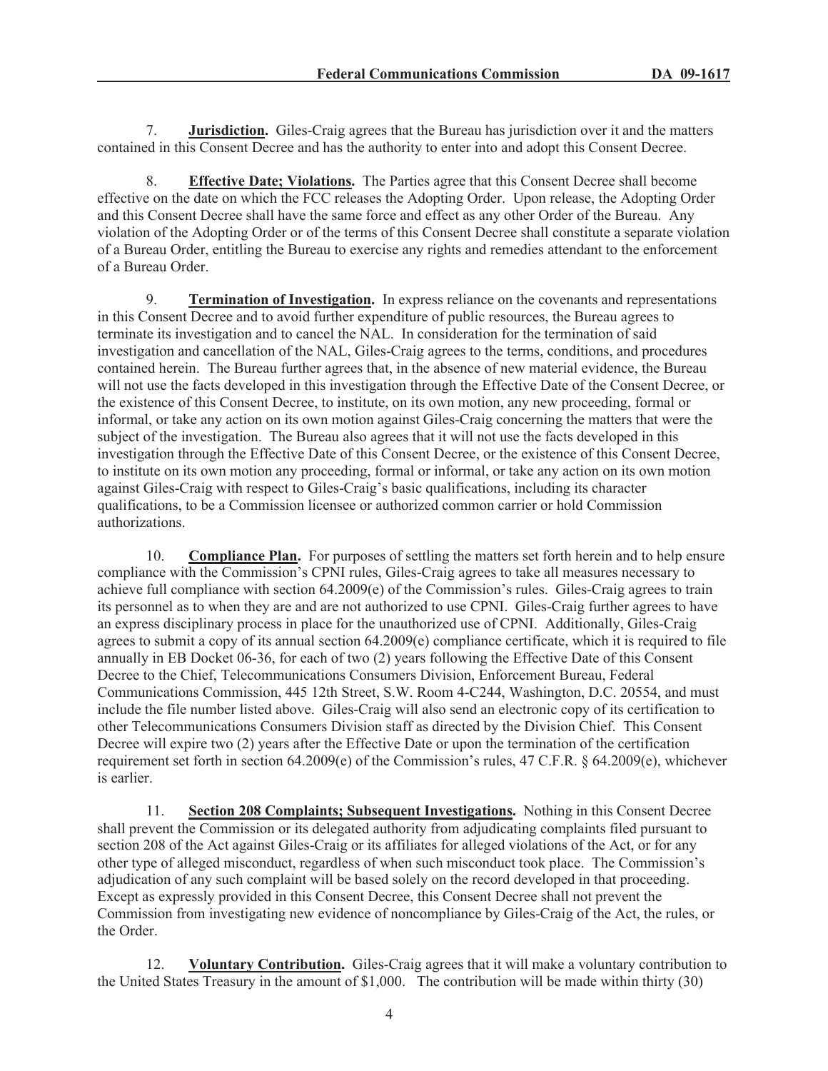7. **Jurisdiction.** Giles-Craig agrees that the Bureau has jurisdiction over it and the matters contained in this Consent Decree and has the authority to enter into and adopt this Consent Decree.

8. **Effective Date; Violations.** The Parties agree that this Consent Decree shall become effective on the date on which the FCC releases the Adopting Order. Upon release, the Adopting Order and this Consent Decree shall have the same force and effect as any other Order of the Bureau. Any violation of the Adopting Order or of the terms of this Consent Decree shall constitute a separate violation of a Bureau Order, entitling the Bureau to exercise any rights and remedies attendant to the enforcement of a Bureau Order.

9. **Termination of Investigation.** In express reliance on the covenants and representations in this Consent Decree and to avoid further expenditure of public resources, the Bureau agrees to terminate its investigation and to cancel the NAL. In consideration for the termination of said investigation and cancellation of the NAL, Giles-Craig agrees to the terms, conditions, and procedures contained herein. The Bureau further agrees that, in the absence of new material evidence, the Bureau will not use the facts developed in this investigation through the Effective Date of the Consent Decree, or the existence of this Consent Decree, to institute, on its own motion, any new proceeding, formal or informal, or take any action on its own motion against Giles-Craig concerning the matters that were the subject of the investigation. The Bureau also agrees that it will not use the facts developed in this investigation through the Effective Date of this Consent Decree, or the existence of this Consent Decree, to institute on its own motion any proceeding, formal or informal, or take any action on its own motion against Giles-Craig with respect to Giles-Craig's basic qualifications, including its character qualifications, to be a Commission licensee or authorized common carrier or hold Commission authorizations.

10. **Compliance Plan.** For purposes of settling the matters set forth herein and to help ensure compliance with the Commission's CPNI rules, Giles-Craig agrees to take all measures necessary to achieve full compliance with section 64.2009(e) of the Commission's rules. Giles-Craig agrees to train its personnel as to when they are and are not authorized to use CPNI. Giles-Craig further agrees to have an express disciplinary process in place for the unauthorized use of CPNI. Additionally, Giles-Craig agrees to submit a copy of its annual section 64.2009(e) compliance certificate, which it is required to file annually in EB Docket 06-36, for each of two (2) years following the Effective Date of this Consent Decree to the Chief, Telecommunications Consumers Division, Enforcement Bureau, Federal Communications Commission, 445 12th Street, S.W. Room 4-C244, Washington, D.C. 20554, and must include the file number listed above. Giles-Craig will also send an electronic copy of its certification to other Telecommunications Consumers Division staff as directed by the Division Chief. This Consent Decree will expire two (2) years after the Effective Date or upon the termination of the certification requirement set forth in section 64.2009(e) of the Commission's rules, 47 C.F.R. § 64.2009(e), whichever is earlier.

11. **Section 208 Complaints; Subsequent Investigations.** Nothing in this Consent Decree shall prevent the Commission or its delegated authority from adjudicating complaints filed pursuant to section 208 of the Act against Giles-Craig or its affiliates for alleged violations of the Act, or for any other type of alleged misconduct, regardless of when such misconduct took place. The Commission's adjudication of any such complaint will be based solely on the record developed in that proceeding. Except as expressly provided in this Consent Decree, this Consent Decree shall not prevent the Commission from investigating new evidence of noncompliance by Giles-Craig of the Act, the rules, or the Order.

12. **Voluntary Contribution.** Giles-Craig agrees that it will make a voluntary contribution to the United States Treasury in the amount of $1,000. The contribution will be made within thirty (30)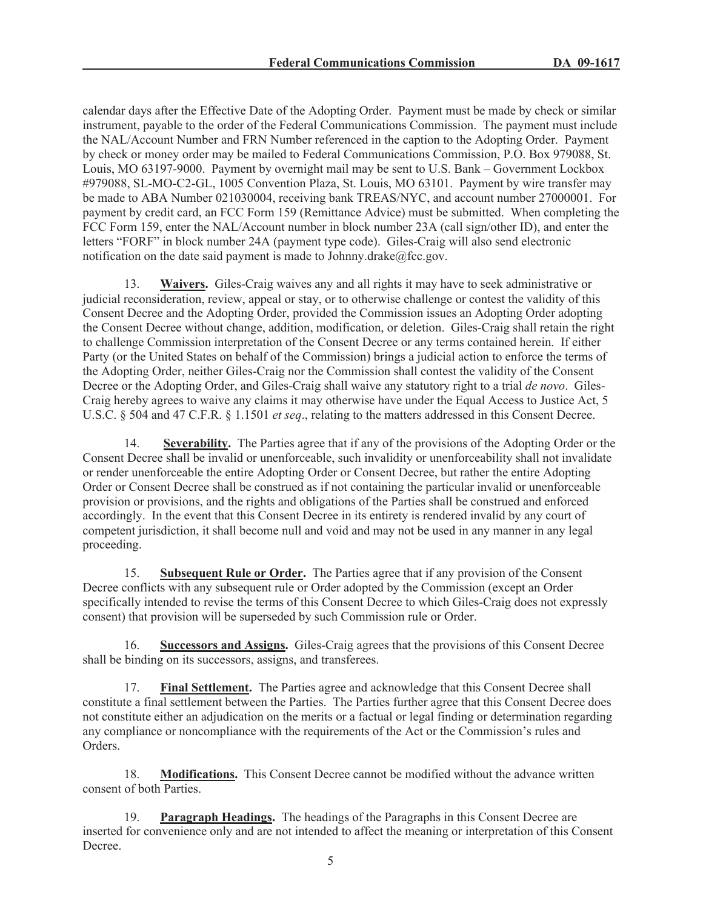calendar days after the Effective Date of the Adopting Order. Payment must be made by check or similar instrument, payable to the order of the Federal Communications Commission. The payment must include the NAL/Account Number and FRN Number referenced in the caption to the Adopting Order. Payment by check or money order may be mailed to Federal Communications Commission, P.O. Box 979088, St. Louis, MO 63197-9000. Payment by overnight mail may be sent to U.S. Bank – Government Lockbox #979088, SL-MO-C2-GL, 1005 Convention Plaza, St. Louis, MO 63101. Payment by wire transfer may be made to ABA Number 021030004, receiving bank TREAS/NYC, and account number 27000001. For payment by credit card, an FCC Form 159 (Remittance Advice) must be submitted. When completing the FCC Form 159, enter the NAL/Account number in block number 23A (call sign/other ID), and enter the letters "FORF" in block number 24A (payment type code). Giles-Craig will also send electronic notification on the date said payment is made to Johnny.drake@fcc.gov.

13. **Waivers.** Giles-Craig waives any and all rights it may have to seek administrative or judicial reconsideration, review, appeal or stay, or to otherwise challenge or contest the validity of this Consent Decree and the Adopting Order, provided the Commission issues an Adopting Order adopting the Consent Decree without change, addition, modification, or deletion. Giles-Craig shall retain the right to challenge Commission interpretation of the Consent Decree or any terms contained herein. If either Party (or the United States on behalf of the Commission) brings a judicial action to enforce the terms of the Adopting Order, neither Giles-Craig nor the Commission shall contest the validity of the Consent Decree or the Adopting Order, and Giles-Craig shall waive any statutory right to a trial *de novo*. Giles-Craig hereby agrees to waive any claims it may otherwise have under the Equal Access to Justice Act, 5 U.S.C. § 504 and 47 C.F.R. § 1.1501 *et seq*., relating to the matters addressed in this Consent Decree.

14. **Severability.** The Parties agree that if any of the provisions of the Adopting Order or the Consent Decree shall be invalid or unenforceable, such invalidity or unenforceability shall not invalidate or render unenforceable the entire Adopting Order or Consent Decree, but rather the entire Adopting Order or Consent Decree shall be construed as if not containing the particular invalid or unenforceable provision or provisions, and the rights and obligations of the Parties shall be construed and enforced accordingly. In the event that this Consent Decree in its entirety is rendered invalid by any court of competent jurisdiction, it shall become null and void and may not be used in any manner in any legal proceeding.

15. **Subsequent Rule or Order.** The Parties agree that if any provision of the Consent Decree conflicts with any subsequent rule or Order adopted by the Commission (except an Order specifically intended to revise the terms of this Consent Decree to which Giles-Craig does not expressly consent) that provision will be superseded by such Commission rule or Order.

16. **Successors and Assigns.** Giles-Craig agrees that the provisions of this Consent Decree shall be binding on its successors, assigns, and transferees.

17. **Final Settlement.** The Parties agree and acknowledge that this Consent Decree shall constitute a final settlement between the Parties. The Parties further agree that this Consent Decree does not constitute either an adjudication on the merits or a factual or legal finding or determination regarding any compliance or noncompliance with the requirements of the Act or the Commission's rules and Orders.

18. **Modifications.** This Consent Decree cannot be modified without the advance written consent of both Parties.

19. **Paragraph Headings.** The headings of the Paragraphs in this Consent Decree are inserted for convenience only and are not intended to affect the meaning or interpretation of this Consent Decree.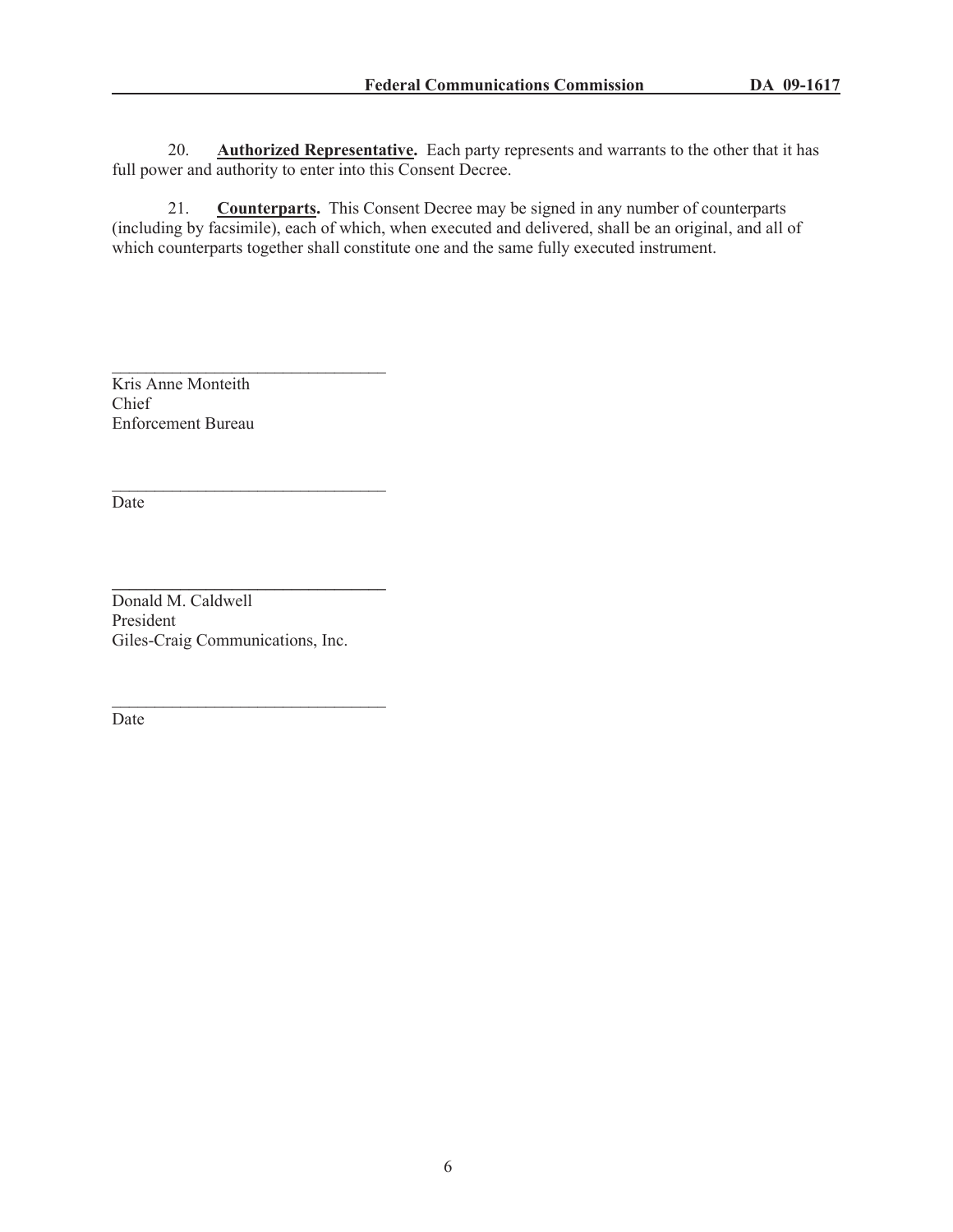20. **Authorized Representative.** Each party represents and warrants to the other that it has full power and authority to enter into this Consent Decree.

21. **Counterparts.** This Consent Decree may be signed in any number of counterparts (including by facsimile), each of which, when executed and delivered, shall be an original, and all of which counterparts together shall constitute one and the same fully executed instrument.

\_\_\_\_\_\_\_\_\_\_\_\_\_\_\_\_\_\_\_\_\_\_\_\_\_\_\_\_\_\_\_\_

Kris Anne Monteith
Chief
Enforcement Bureau

\_\_\_\_\_\_\_\_\_\_\_\_\_\_\_\_\_\_\_\_\_\_\_\_\_\_\_\_\_\_\_\_

Date

\_\_\_\_\_\_\_\_\_\_\_\_\_\_\_\_\_\_\_\_\_\_\_\_\_\_\_\_\_\_\_\_

Donald M. Caldwell
President
Giles-Craig Communications, Inc.

\_\_\_\_\_\_\_\_\_\_\_\_\_\_\_\_\_\_\_\_\_\_\_\_\_\_\_\_\_\_\_\_

Date